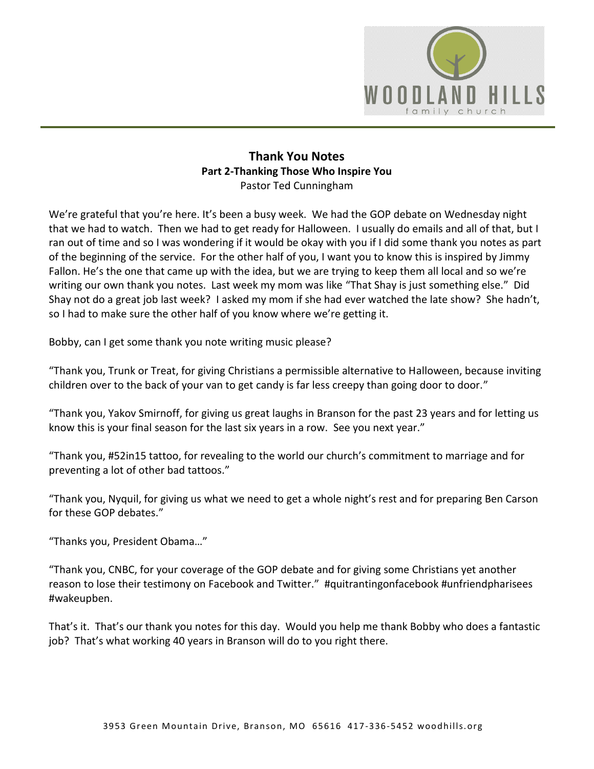# Thank You Notes

## Part 2-Thanking Those Who Inspire You

Pastor Ted Cunningham

We're grateful that you're here. It's been a busy week. We had the GOP debate on Wednesday night that we had to watch. Then we had to get ready for Halloween. I usually do emails and all of that, but I ran out of time and so I was wondering if it would be okay with you if I did some thank you notes as part of the beginning of the service. For the other half of you, I want you to know this is inspired by Jimmy Fallon. He's the one that came up with the idea, but we are trying to keep them all local and so we're writing our own thank you notes. Last week my mom was like "That Shay is just something else." Did Shay not do a great job last week? I asked my mom if she had ever watched the late show? She hadn't, so I had to make sure the other half of you know where we're getting it.

Bobby, can I get some thank you note writing music please?

"Thank you, Trunk or Treat, for giving Christians a permissible alternative to Halloween, because inviting children over to the back of your van to get candy is far less creepy than going door to door."

"Thank you, Yakov Smirnoff, for giving us great laughs in Branson for the past 23 years and for letting us know this is your final season for the last six years in a row. See you next year."

"Thank you, #52in15 tattoo, for revealing to the world our church's commitment to marriage and for preventing a lot of other bad tattoos."

"Thank you, Nyquil, for giving us what we need to get a whole night's rest and for preparing Ben Carson for these GOP debates."

"Thanks you, President Obama…"

"Thank you, CNBC, for your coverage of the GOP debate and for giving some Christians yet another reason to lose their testimony on Facebook and Twitter." #quitrantingonfacebook #unfriendpharisees #wakeupben.

That's it. That's our thank you notes for this day. Would you help me thank Bobby who does a fantastic job? That's what working 40 years in Branson will do to you right there.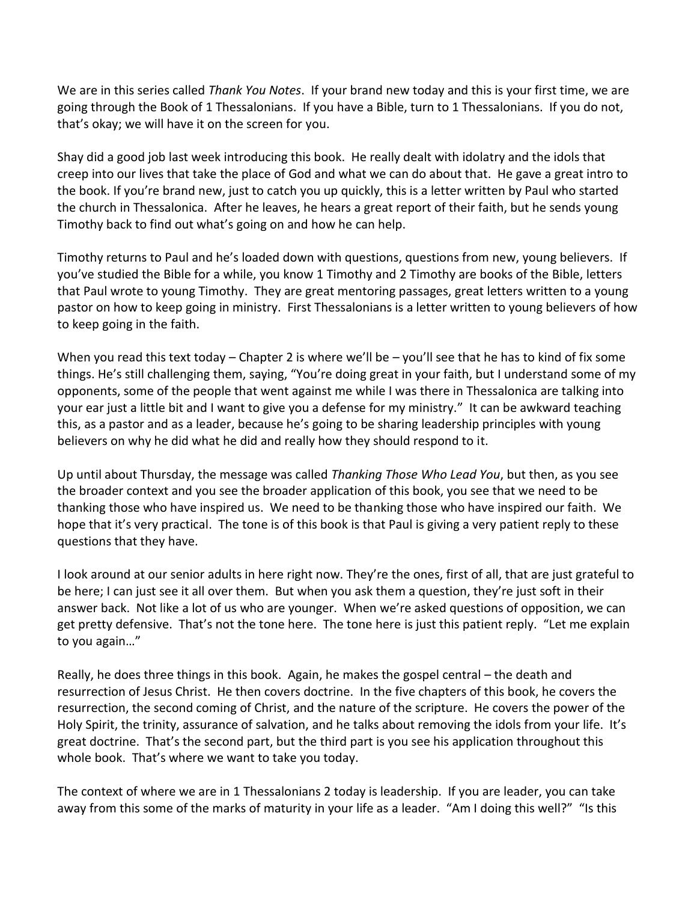We are in this series called *Thank You Notes*. If your brand new today and this is your first time, we are going through the Book of 1 Thessalonians. If you have a Bible, turn to 1 Thessalonians. If you do not, that's okay; we will have it on the screen for you.

Shay did a good job last week introducing this book. He really dealt with idolatry and the idols that creep into our lives that take the place of God and what we can do about that. He gave a great intro to the book. If you're brand new, just to catch you up quickly, this is a letter written by Paul who started the church in Thessalonica. After he leaves, he hears a great report of their faith, but he sends young Timothy back to find out what's going on and how he can help.

Timothy returns to Paul and he's loaded down with questions, questions from new, young believers. If you've studied the Bible for a while, you know 1 Timothy and 2 Timothy are books of the Bible, letters that Paul wrote to young Timothy. They are great mentoring passages, great letters written to a young pastor on how to keep going in ministry. First Thessalonians is a letter written to young believers of how to keep going in the faith.

When you read this text today – Chapter 2 is where we'll be – you'll see that he has to kind of fix some things. He's still challenging them, saying, "You're doing great in your faith, but I understand some of my opponents, some of the people that went against me while I was there in Thessalonica are talking into your ear just a little bit and I want to give you a defense for my ministry." It can be awkward teaching this, as a pastor and as a leader, because he's going to be sharing leadership principles with young believers on why he did what he did and really how they should respond to it.

Up until about Thursday, the message was called *Thanking Those Who Lead You*, but then, as you see the broader context and you see the broader application of this book, you see that we need to be thanking those who have inspired us. We need to be thanking those who have inspired our faith. We hope that it's very practical. The tone is of this book is that Paul is giving a very patient reply to these questions that they have.

I look around at our senior adults in here right now. They're the ones, first of all, that are just grateful to be here; I can just see it all over them. But when you ask them a question, they're just soft in their answer back. Not like a lot of us who are younger. When we're asked questions of opposition, we can get pretty defensive. That's not the tone here. The tone here is just this patient reply. "Let me explain to you again…"

Really, he does three things in this book. Again, he makes the gospel central – the death and resurrection of Jesus Christ. He then covers doctrine. In the five chapters of this book, he covers the resurrection, the second coming of Christ, and the nature of the scripture. He covers the power of the Holy Spirit, the trinity, assurance of salvation, and he talks about removing the idols from your life. It's great doctrine. That's the second part, but the third part is you see his application throughout this whole book. That's where we want to take you today.

The context of where we are in 1 Thessalonians 2 today is leadership. If you are leader, you can take away from this some of the marks of maturity in your life as a leader. "Am I doing this well?" "Is this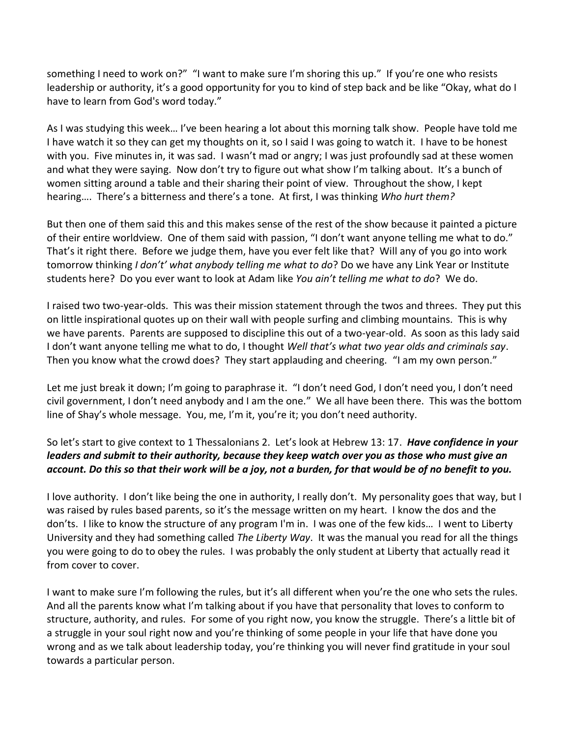something I need to work on?" "I want to make sure I'm shoring this up." If you're one who resists leadership or authority, it's a good opportunity for you to kind of step back and be like "Okay, what do I have to learn from God's word today."

As I was studying this week… I've been hearing a lot about this morning talk show. People have told me I have watch it so they can get my thoughts on it, so I said I was going to watch it. I have to be honest with you. Five minutes in, it was sad. I wasn't mad or angry; I was just profoundly sad at these women and what they were saying. Now don't try to figure out what show I'm talking about. It's a bunch of women sitting around a table and their sharing their point of view. Throughout the show, I kept hearing…. There's a bitterness and there's a tone. At first, I was thinking *Who hurt them?*

But then one of them said this and this makes sense of the rest of the show because it painted a picture of their entire worldview. One of them said with passion, "I don't want anyone telling me what to do." That's it right there. Before we judge them, have you ever felt like that? Will any of you go into work tomorrow thinking *I don't' what anybody telling me what to do*? Do we have any Link Year or Institute students here? Do you ever want to look at Adam like *You ain't telling me what to do*? We do.

I raised two two-year-olds. This was their mission statement through the twos and threes. They put this on little inspirational quotes up on their wall with people surfing and climbing mountains. This is why we have parents. Parents are supposed to discipline this out of a two-year-old. As soon as this lady said I don't want anyone telling me what to do, I thought *Well that's what two year olds and criminals say*. Then you know what the crowd does? They start applauding and cheering. "I am my own person."

Let me just break it down; I'm going to paraphrase it. "I don't need God, I don't need you, I don't need civil government, I don't need anybody and I am the one." We all have been there. This was the bottom line of Shay's whole message. You, me, I'm it, you're it; you don't need authority.

So let's start to give context to 1 Thessalonians 2. Let's look at Hebrew 13: 17. ***Have confidence in your leaders and submit to their authority, because they keep watch over you as those who must give an account. Do this so that their work will be a joy, not a burden, for that would be of no benefit to you.***

I love authority. I don't like being the one in authority, I really don't. My personality goes that way, but I was raised by rules based parents, so it's the message written on my heart. I know the dos and the don'ts. I like to know the structure of any program I'm in. I was one of the few kids… I went to Liberty University and they had something called *The Liberty Way*. It was the manual you read for all the things you were going to do to obey the rules. I was probably the only student at Liberty that actually read it from cover to cover.

I want to make sure I'm following the rules, but it's all different when you're the one who sets the rules. And all the parents know what I'm talking about if you have that personality that loves to conform to structure, authority, and rules. For some of you right now, you know the struggle. There's a little bit of a struggle in your soul right now and you're thinking of some people in your life that have done you wrong and as we talk about leadership today, you're thinking you will never find gratitude in your soul towards a particular person.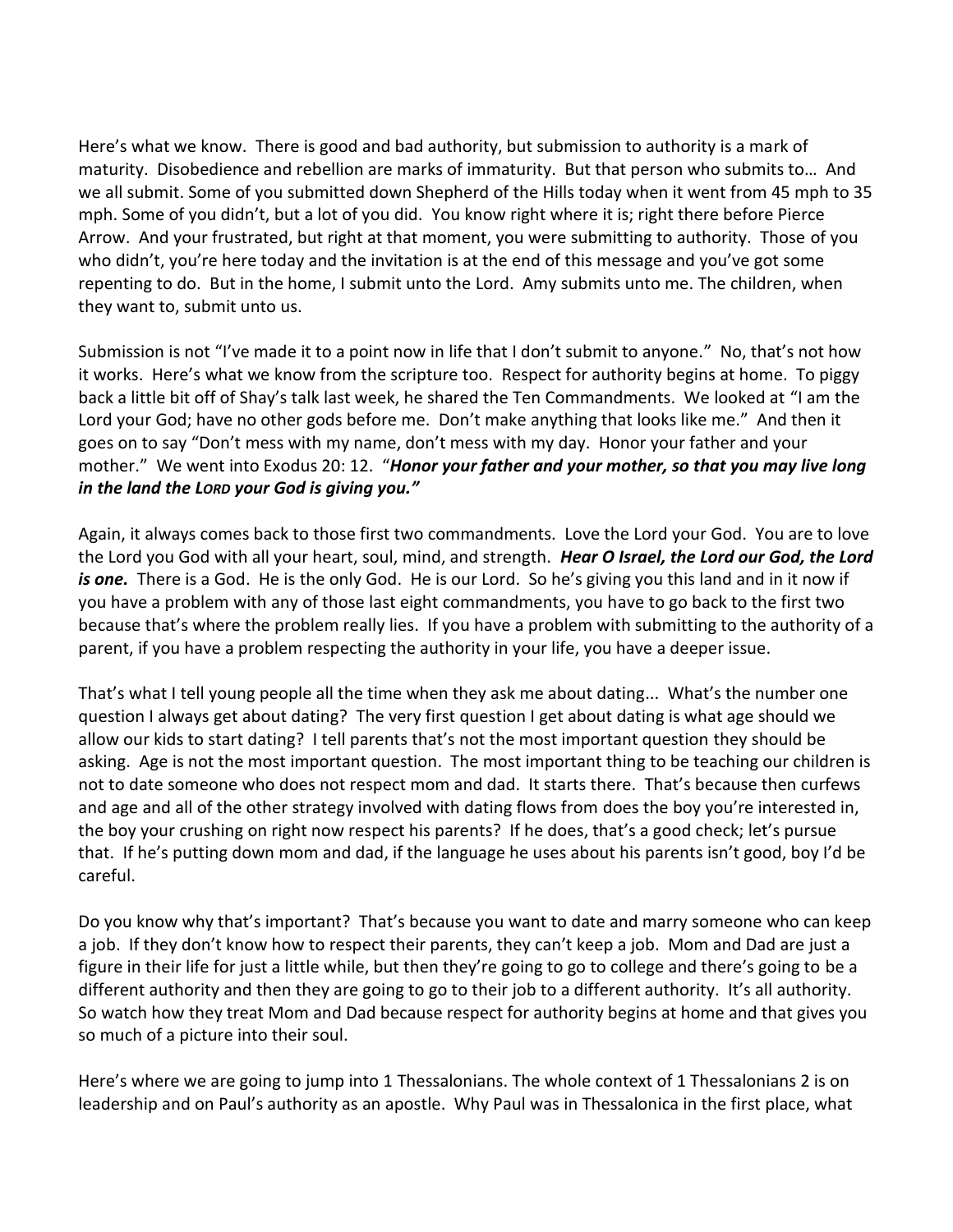Here's what we know. There is good and bad authority, but submission to authority is a mark of maturity. Disobedience and rebellion are marks of immaturity. But that person who submits to… And we all submit. Some of you submitted down Shepherd of the Hills today when it went from 45 mph to 35 mph. Some of you didn't, but a lot of you did. You know right where it is; right there before Pierce Arrow. And your frustrated, but right at that moment, you were submitting to authority. Those of you who didn't, you're here today and the invitation is at the end of this message and you've got some repenting to do. But in the home, I submit unto the Lord. Amy submits unto me. The children, when they want to, submit unto us.

Submission is not "I've made it to a point now in life that I don't submit to anyone." No, that's not how it works. Here's what we know from the scripture too. Respect for authority begins at home. To piggy back a little bit off of Shay's talk last week, he shared the Ten Commandments. We looked at "I am the Lord your God; have no other gods before me. Don't make anything that looks like me." And then it goes on to say "Don't mess with my name, don't mess with my day. Honor your father and your mother." We went into Exodus 20: 12. "***Honor your father and your mother, so that you may live long in the land the LORD your God is giving you."***

Again, it always comes back to those first two commandments. Love the Lord your God. You are to love the Lord you God with all your heart, soul, mind, and strength. ***Hear O Israel, the Lord our God, the Lord is one.*** There is a God. He is the only God. He is our Lord. So he's giving you this land and in it now if you have a problem with any of those last eight commandments, you have to go back to the first two because that's where the problem really lies. If you have a problem with submitting to the authority of a parent, if you have a problem respecting the authority in your life, you have a deeper issue.

That's what I tell young people all the time when they ask me about dating... What's the number one question I always get about dating? The very first question I get about dating is what age should we allow our kids to start dating? I tell parents that's not the most important question they should be asking. Age is not the most important question. The most important thing to be teaching our children is not to date someone who does not respect mom and dad. It starts there. That's because then curfews and age and all of the other strategy involved with dating flows from does the boy you're interested in, the boy your crushing on right now respect his parents? If he does, that's a good check; let's pursue that. If he's putting down mom and dad, if the language he uses about his parents isn't good, boy I'd be careful.

Do you know why that's important? That's because you want to date and marry someone who can keep a job. If they don't know how to respect their parents, they can't keep a job. Mom and Dad are just a figure in their life for just a little while, but then they're going to go to college and there's going to be a different authority and then they are going to go to their job to a different authority. It's all authority. So watch how they treat Mom and Dad because respect for authority begins at home and that gives you so much of a picture into their soul.

Here's where we are going to jump into 1 Thessalonians. The whole context of 1 Thessalonians 2 is on leadership and on Paul's authority as an apostle. Why Paul was in Thessalonica in the first place, what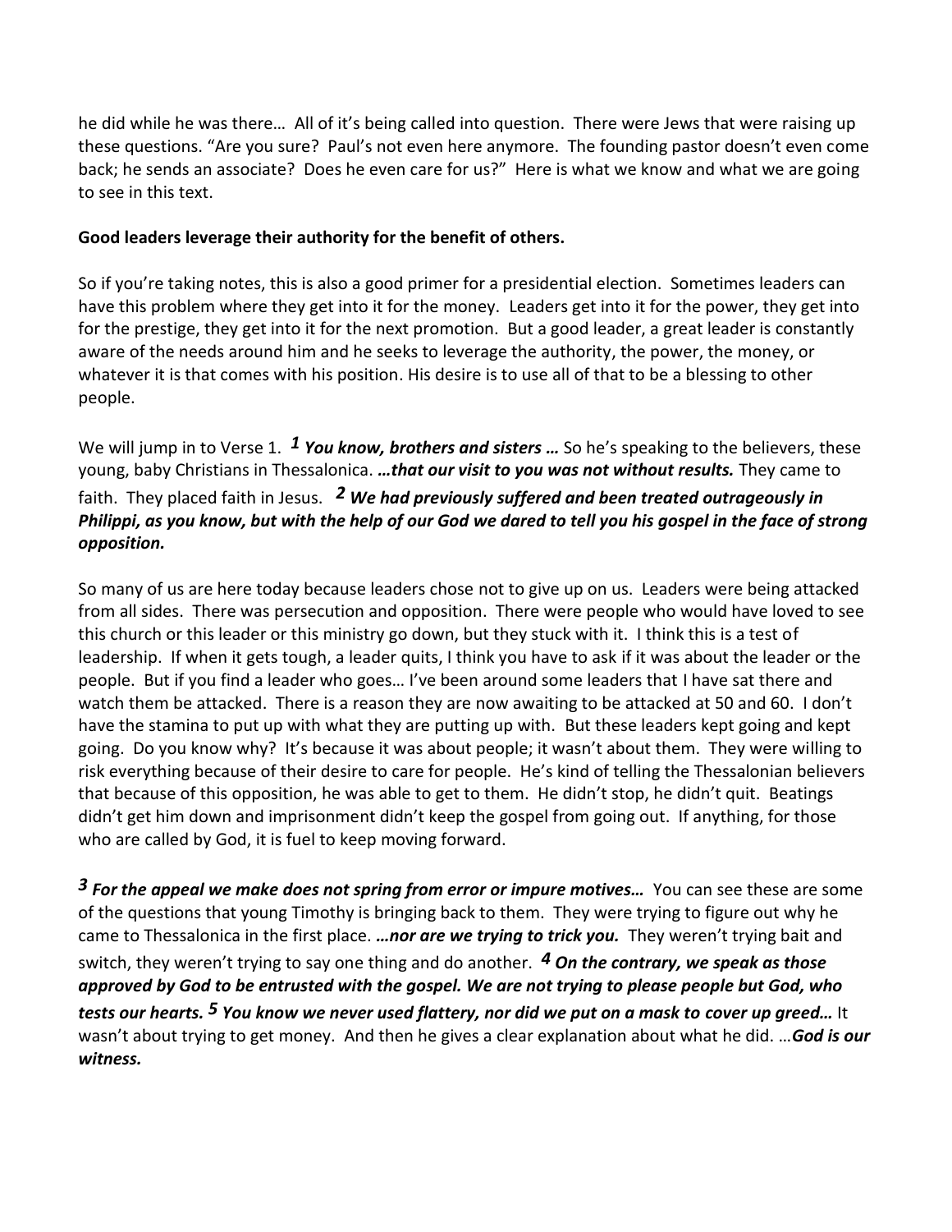he did while he was there… All of it's being called into question. There were Jews that were raising up these questions. "Are you sure? Paul's not even here anymore. The founding pastor doesn't even come back; he sends an associate? Does he even care for us?" Here is what we know and what we are going to see in this text.

**Good leaders leverage their authority for the benefit of others.**

So if you're taking notes, this is also a good primer for a presidential election. Sometimes leaders can have this problem where they get into it for the money. Leaders get into it for the power, they get into for the prestige, they get into it for the next promotion. But a good leader, a great leader is constantly aware of the needs around him and he seeks to leverage the authority, the power, the money, or whatever it is that comes with his position. His desire is to use all of that to be a blessing to other people.

We will jump in to Verse 1. ***1 You know, brothers and sisters …*** So he's speaking to the believers, these young, baby Christians in Thessalonica. ***…that our visit to you was not without results.*** They came to faith. They placed faith in Jesus. ***2 We had previously suffered and been treated outrageously in Philippi, as you know, but with the help of our God we dared to tell you his gospel in the face of strong opposition.***

So many of us are here today because leaders chose not to give up on us. Leaders were being attacked from all sides. There was persecution and opposition. There were people who would have loved to see this church or this leader or this ministry go down, but they stuck with it. I think this is a test of leadership. If when it gets tough, a leader quits, I think you have to ask if it was about the leader or the people. But if you find a leader who goes… I've been around some leaders that I have sat there and watch them be attacked. There is a reason they are now awaiting to be attacked at 50 and 60. I don't have the stamina to put up with what they are putting up with. But these leaders kept going and kept going. Do you know why? It's because it was about people; it wasn't about them. They were willing to risk everything because of their desire to care for people. He's kind of telling the Thessalonian believers that because of this opposition, he was able to get to them. He didn't stop, he didn't quit. Beatings didn't get him down and imprisonment didn't keep the gospel from going out. If anything, for those who are called by God, it is fuel to keep moving forward.

***3 For the appeal we make does not spring from error or impure motives…*** You can see these are some of the questions that young Timothy is bringing back to them. They were trying to figure out why he came to Thessalonica in the first place. ***…nor are we trying to trick you.*** They weren't trying bait and switch, they weren't trying to say one thing and do another. ***4 On the contrary, we speak as those approved by God to be entrusted with the gospel. We are not trying to please people but God, who tests our hearts. 5 You know we never used flattery, nor did we put on a mask to cover up greed…*** It wasn't about trying to get money. And then he gives a clear explanation about what he did. …***God is our witness.***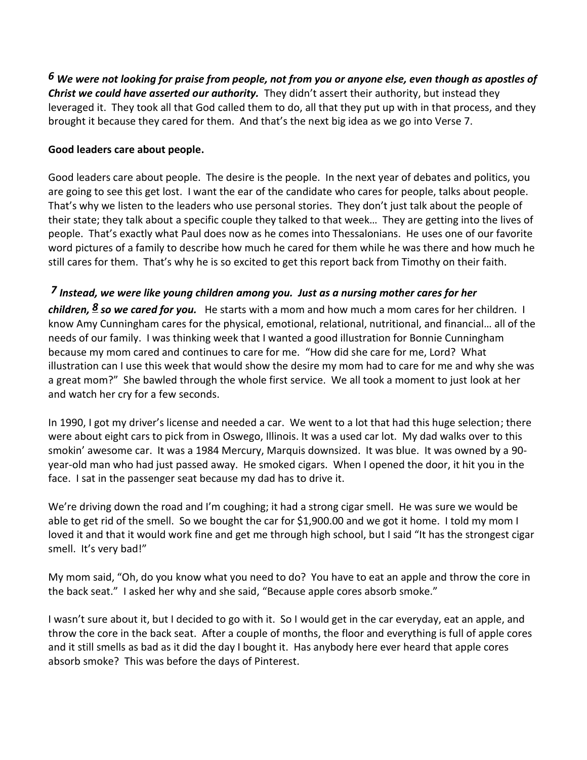***6 We were not looking for praise from people, not from you or anyone else, even though as apostles of Christ we could have asserted our authority.*** They didn't assert their authority, but instead they leveraged it. They took all that God called them to do, all that they put up with in that process, and they brought it because they cared for them. And that's the next big idea as we go into Verse 7.

**Good leaders care about people.**

Good leaders care about people. The desire is the people. In the next year of debates and politics, you are going to see this get lost. I want the ear of the candidate who cares for people, talks about people. That's why we listen to the leaders who use personal stories. They don't just talk about the people of their state; they talk about a specific couple they talked to that week… They are getting into the lives of people. That's exactly what Paul does now as he comes into Thessalonians. He uses one of our favorite word pictures of a family to describe how much he cared for them while he was there and how much he still cares for them. That's why he is so excited to get this report back from Timothy on their faith.

***7 Instead, we were like young children among you. Just as a nursing mother cares for her children, 8 so we cared for you.*** He starts with a mom and how much a mom cares for her children. I know Amy Cunningham cares for the physical, emotional, relational, nutritional, and financial… all of the needs of our family. I was thinking week that I wanted a good illustration for Bonnie Cunningham because my mom cared and continues to care for me. "How did she care for me, Lord? What illustration can I use this week that would show the desire my mom had to care for me and why she was a great mom?" She bawled through the whole first service. We all took a moment to just look at her and watch her cry for a few seconds.

In 1990, I got my driver's license and needed a car. We went to a lot that had this huge selection; there were about eight cars to pick from in Oswego, Illinois. It was a used car lot. My dad walks over to this smokin' awesome car. It was a 1984 Mercury, Marquis downsized. It was blue. It was owned by a 90-year-old man who had just passed away. He smoked cigars. When I opened the door, it hit you in the face. I sat in the passenger seat because my dad has to drive it.

We're driving down the road and I'm coughing; it had a strong cigar smell. He was sure we would be able to get rid of the smell. So we bought the car for $1,900.00 and we got it home. I told my mom I loved it and that it would work fine and get me through high school, but I said "It has the strongest cigar smell. It's very bad!"

My mom said, "Oh, do you know what you need to do? You have to eat an apple and throw the core in the back seat." I asked her why and she said, "Because apple cores absorb smoke."

I wasn't sure about it, but I decided to go with it. So I would get in the car everyday, eat an apple, and throw the core in the back seat. After a couple of months, the floor and everything is full of apple cores and it still smells as bad as it did the day I bought it. Has anybody here ever heard that apple cores absorb smoke? This was before the days of Pinterest.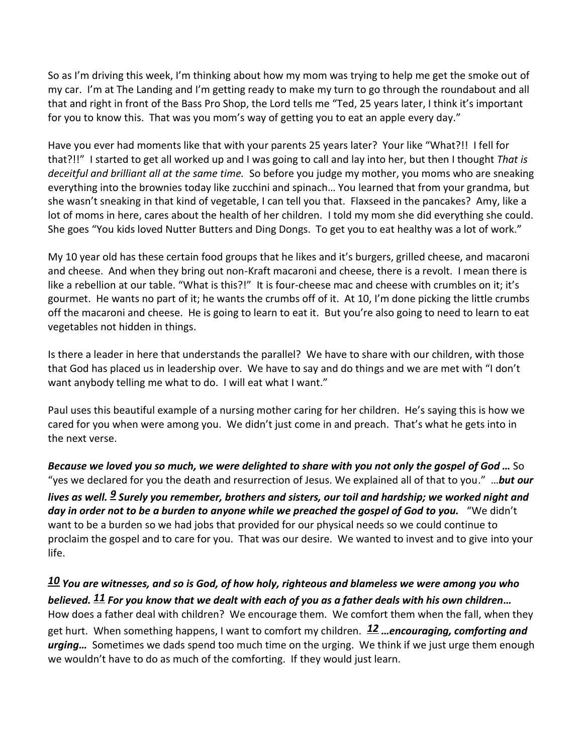So as I'm driving this week, I'm thinking about how my mom was trying to help me get the smoke out of my car. I'm at The Landing and I'm getting ready to make my turn to go through the roundabout and all that and right in front of the Bass Pro Shop, the Lord tells me "Ted, 25 years later, I think it's important for you to know this. That was you mom's way of getting you to eat an apple every day."

Have you ever had moments like that with your parents 25 years later? Your like "What?!! I fell for that?!!" I started to get all worked up and I was going to call and lay into her, but then I thought *That is deceitful and brilliant all at the same time.* So before you judge my mother, you moms who are sneaking everything into the brownies today like zucchini and spinach… You learned that from your grandma, but she wasn't sneaking in that kind of vegetable, I can tell you that. Flaxseed in the pancakes? Amy, like a lot of moms in here, cares about the health of her children. I told my mom she did everything she could. She goes "You kids loved Nutter Butters and Ding Dongs. To get you to eat healthy was a lot of work."

My 10 year old has these certain food groups that he likes and it's burgers, grilled cheese, and macaroni and cheese. And when they bring out non-Kraft macaroni and cheese, there is a revolt. I mean there is like a rebellion at our table. "What is this?!" It is four-cheese mac and cheese with crumbles on it; it's gourmet. He wants no part of it; he wants the crumbs off of it. At 10, I'm done picking the little crumbs off the macaroni and cheese. He is going to learn to eat it. But you're also going to need to learn to eat vegetables not hidden in things.

Is there a leader in here that understands the parallel? We have to share with our children, with those that God has placed us in leadership over. We have to say and do things and we are met with "I don't want anybody telling me what to do. I will eat what I want."

Paul uses this beautiful example of a nursing mother caring for her children. He's saying this is how we cared for you when were among you. We didn't just come in and preach. That's what he gets into in the next verse.

***Because we loved you so much, we were delighted to share with you not only the gospel of God …*** So "yes we declared for you the death and resurrection of Jesus. We explained all of that to you." …***but our lives as well. 9 Surely you remember, brothers and sisters, our toil and hardship; we worked night and day in order not to be a burden to anyone while we preached the gospel of God to you.*** "We didn't want to be a burden so we had jobs that provided for our physical needs so we could continue to proclaim the gospel and to care for you. That was our desire. We wanted to invest and to give into your life.

***10 You are witnesses, and so is God, of how holy, righteous and blameless we were among you who believed. 11 For you know that we dealt with each of you as a father deals with his own children…*** How does a father deal with children? We encourage them. We comfort them when the fall, when they get hurt. When something happens, I want to comfort my children. ***12 …encouraging, comforting and urging…*** Sometimes we dads spend too much time on the urging. We think if we just urge them enough we wouldn't have to do as much of the comforting. If they would just learn.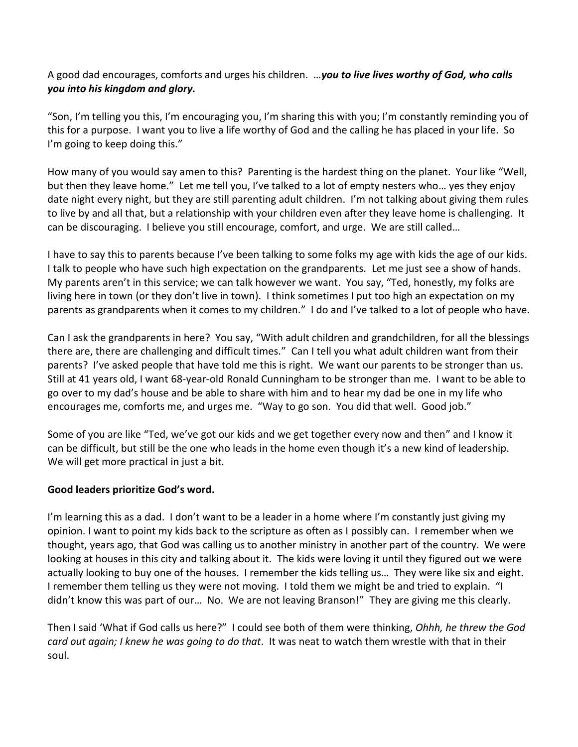A good dad encourages, comforts and urges his children. …***you to live lives worthy of God, who calls you into his kingdom and glory.***

"Son, I'm telling you this, I'm encouraging you, I'm sharing this with you; I'm constantly reminding you of this for a purpose. I want you to live a life worthy of God and the calling he has placed in your life. So I'm going to keep doing this."

How many of you would say amen to this? Parenting is the hardest thing on the planet. Your like "Well, but then they leave home." Let me tell you, I've talked to a lot of empty nesters who… yes they enjoy date night every night, but they are still parenting adult children. I'm not talking about giving them rules to live by and all that, but a relationship with your children even after they leave home is challenging. It can be discouraging. I believe you still encourage, comfort, and urge. We are still called…

I have to say this to parents because I've been talking to some folks my age with kids the age of our kids. I talk to people who have such high expectation on the grandparents. Let me just see a show of hands. My parents aren't in this service; we can talk however we want. You say, "Ted, honestly, my folks are living here in town (or they don't live in town). I think sometimes I put too high an expectation on my parents as grandparents when it comes to my children." I do and I've talked to a lot of people who have.

Can I ask the grandparents in here? You say, "With adult children and grandchildren, for all the blessings there are, there are challenging and difficult times." Can I tell you what adult children want from their parents? I've asked people that have told me this is right. We want our parents to be stronger than us. Still at 41 years old, I want 68-year-old Ronald Cunningham to be stronger than me. I want to be able to go over to my dad's house and be able to share with him and to hear my dad be one in my life who encourages me, comforts me, and urges me. "Way to go son. You did that well. Good job."

Some of you are like "Ted, we've got our kids and we get together every now and then" and I know it can be difficult, but still be the one who leads in the home even though it's a new kind of leadership. We will get more practical in just a bit.

**Good leaders prioritize God's word.**

I'm learning this as a dad. I don't want to be a leader in a home where I'm constantly just giving my opinion. I want to point my kids back to the scripture as often as I possibly can. I remember when we thought, years ago, that God was calling us to another ministry in another part of the country. We were looking at houses in this city and talking about it. The kids were loving it until they figured out we were actually looking to buy one of the houses. I remember the kids telling us… They were like six and eight. I remember them telling us they were not moving. I told them we might be and tried to explain. "I didn't know this was part of our… No. We are not leaving Branson!" They are giving me this clearly.

Then I said 'What if God calls us here?" I could see both of them were thinking, *Ohhh, he threw the God card out again; I knew he was going to do that*. It was neat to watch them wrestle with that in their soul.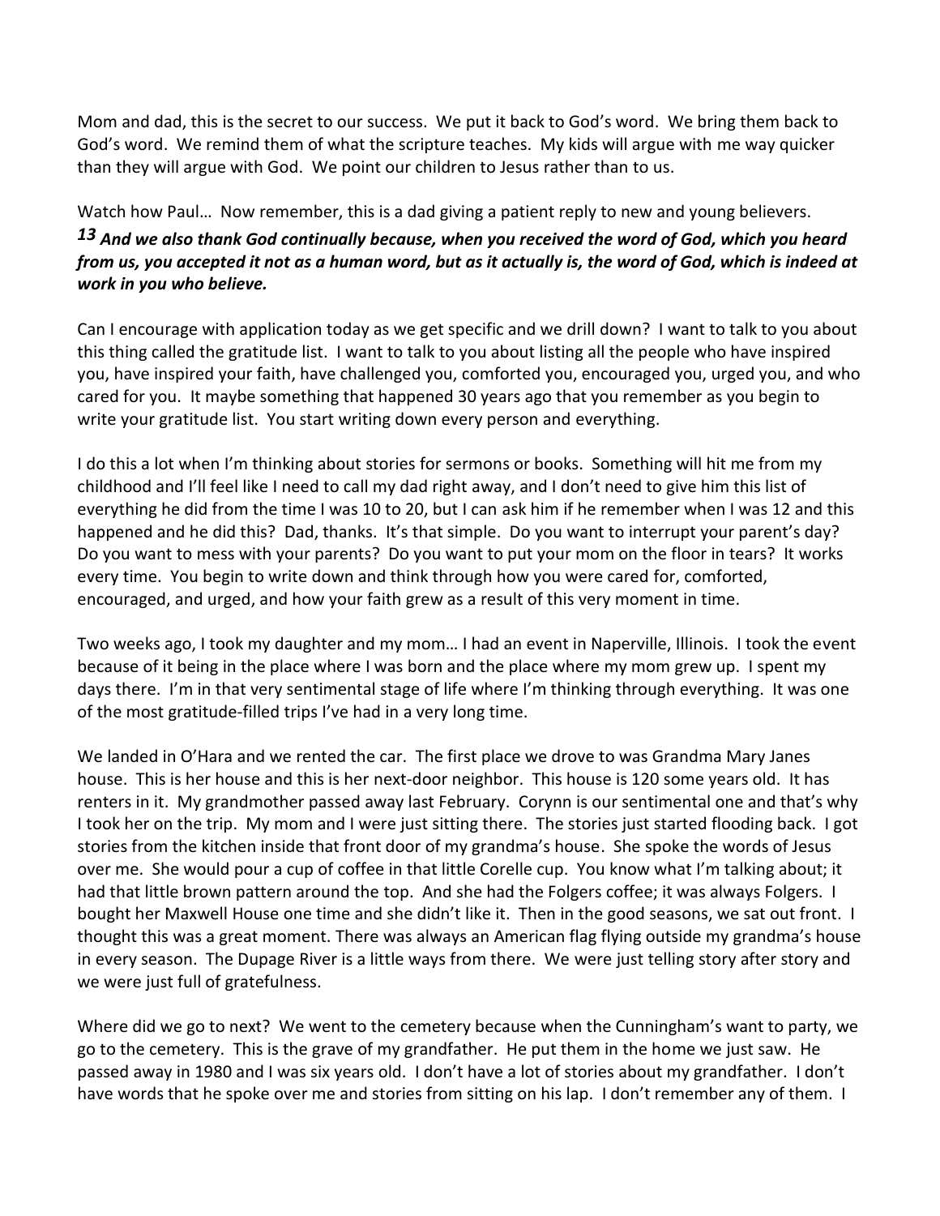Mom and dad, this is the secret to our success. We put it back to God's word. We bring them back to God's word. We remind them of what the scripture teaches. My kids will argue with me way quicker than they will argue with God. We point our children to Jesus rather than to us.

Watch how Paul… Now remember, this is a dad giving a patient reply to new and young believers.

***13 And we also thank God continually because, when you received the word of God, which you heard from us, you accepted it not as a human word, but as it actually is, the word of God, which is indeed at work in you who believe.***

Can I encourage with application today as we get specific and we drill down? I want to talk to you about this thing called the gratitude list. I want to talk to you about listing all the people who have inspired you, have inspired your faith, have challenged you, comforted you, encouraged you, urged you, and who cared for you. It maybe something that happened 30 years ago that you remember as you begin to write your gratitude list. You start writing down every person and everything.

I do this a lot when I'm thinking about stories for sermons or books. Something will hit me from my childhood and I'll feel like I need to call my dad right away, and I don't need to give him this list of everything he did from the time I was 10 to 20, but I can ask him if he remember when I was 12 and this happened and he did this? Dad, thanks. It's that simple. Do you want to interrupt your parent's day? Do you want to mess with your parents? Do you want to put your mom on the floor in tears? It works every time. You begin to write down and think through how you were cared for, comforted, encouraged, and urged, and how your faith grew as a result of this very moment in time.

Two weeks ago, I took my daughter and my mom… I had an event in Naperville, Illinois. I took the event because of it being in the place where I was born and the place where my mom grew up. I spent my days there. I'm in that very sentimental stage of life where I'm thinking through everything. It was one of the most gratitude-filled trips I've had in a very long time.

We landed in O'Hara and we rented the car. The first place we drove to was Grandma Mary Janes house. This is her house and this is her next-door neighbor. This house is 120 some years old. It has renters in it. My grandmother passed away last February. Corynn is our sentimental one and that's why I took her on the trip. My mom and I were just sitting there. The stories just started flooding back. I got stories from the kitchen inside that front door of my grandma's house. She spoke the words of Jesus over me. She would pour a cup of coffee in that little Corelle cup. You know what I'm talking about; it had that little brown pattern around the top. And she had the Folgers coffee; it was always Folgers. I bought her Maxwell House one time and she didn't like it. Then in the good seasons, we sat out front. I thought this was a great moment. There was always an American flag flying outside my grandma's house in every season. The Dupage River is a little ways from there. We were just telling story after story and we were just full of gratefulness.

Where did we go to next? We went to the cemetery because when the Cunningham's want to party, we go to the cemetery. This is the grave of my grandfather. He put them in the home we just saw. He passed away in 1980 and I was six years old. I don't have a lot of stories about my grandfather. I don't have words that he spoke over me and stories from sitting on his lap. I don't remember any of them. I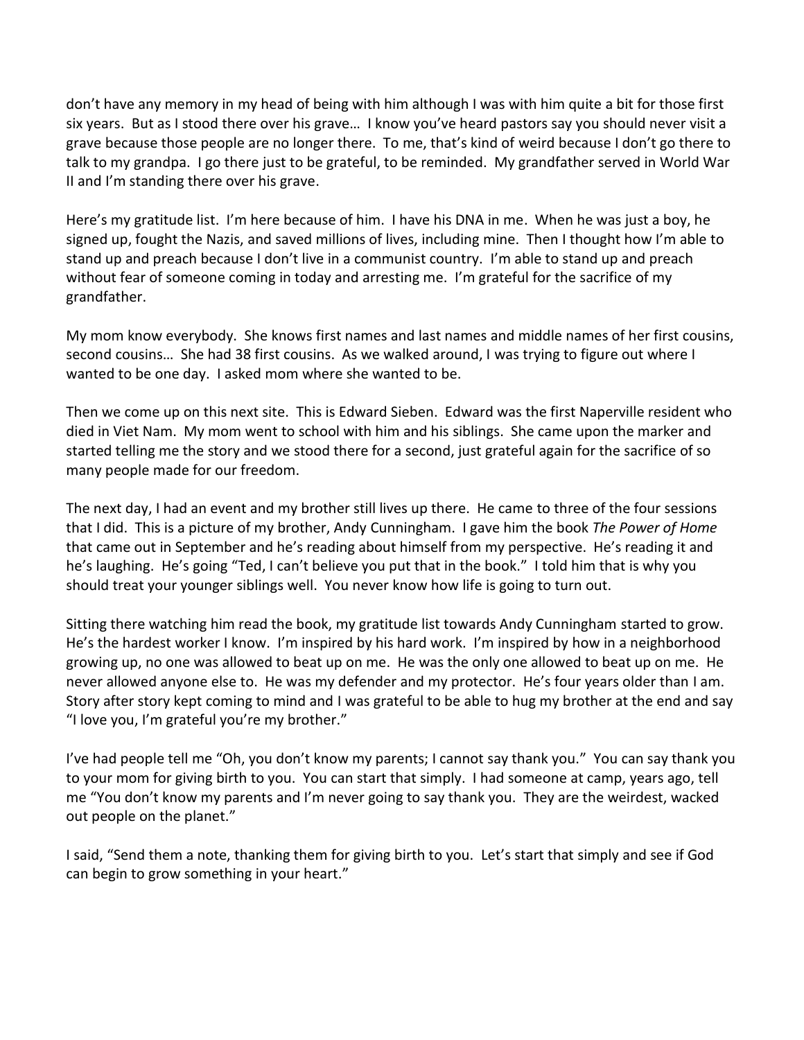don't have any memory in my head of being with him although I was with him quite a bit for those first six years. But as I stood there over his grave… I know you've heard pastors say you should never visit a grave because those people are no longer there. To me, that's kind of weird because I don't go there to talk to my grandpa. I go there just to be grateful, to be reminded. My grandfather served in World War II and I'm standing there over his grave.

Here's my gratitude list. I'm here because of him. I have his DNA in me. When he was just a boy, he signed up, fought the Nazis, and saved millions of lives, including mine. Then I thought how I'm able to stand up and preach because I don't live in a communist country. I'm able to stand up and preach without fear of someone coming in today and arresting me. I'm grateful for the sacrifice of my grandfather.

My mom know everybody. She knows first names and last names and middle names of her first cousins, second cousins… She had 38 first cousins. As we walked around, I was trying to figure out where I wanted to be one day. I asked mom where she wanted to be.

Then we come up on this next site. This is Edward Sieben. Edward was the first Naperville resident who died in Viet Nam. My mom went to school with him and his siblings. She came upon the marker and started telling me the story and we stood there for a second, just grateful again for the sacrifice of so many people made for our freedom.

The next day, I had an event and my brother still lives up there. He came to three of the four sessions that I did. This is a picture of my brother, Andy Cunningham. I gave him the book *The Power of Home* that came out in September and he's reading about himself from my perspective. He's reading it and he's laughing. He's going "Ted, I can't believe you put that in the book." I told him that is why you should treat your younger siblings well. You never know how life is going to turn out.

Sitting there watching him read the book, my gratitude list towards Andy Cunningham started to grow. He's the hardest worker I know. I'm inspired by his hard work. I'm inspired by how in a neighborhood growing up, no one was allowed to beat up on me. He was the only one allowed to beat up on me. He never allowed anyone else to. He was my defender and my protector. He's four years older than I am. Story after story kept coming to mind and I was grateful to be able to hug my brother at the end and say "I love you, I'm grateful you're my brother."

I've had people tell me "Oh, you don't know my parents; I cannot say thank you." You can say thank you to your mom for giving birth to you. You can start that simply. I had someone at camp, years ago, tell me "You don't know my parents and I'm never going to say thank you. They are the weirdest, wacked out people on the planet."

I said, "Send them a note, thanking them for giving birth to you. Let's start that simply and see if God can begin to grow something in your heart."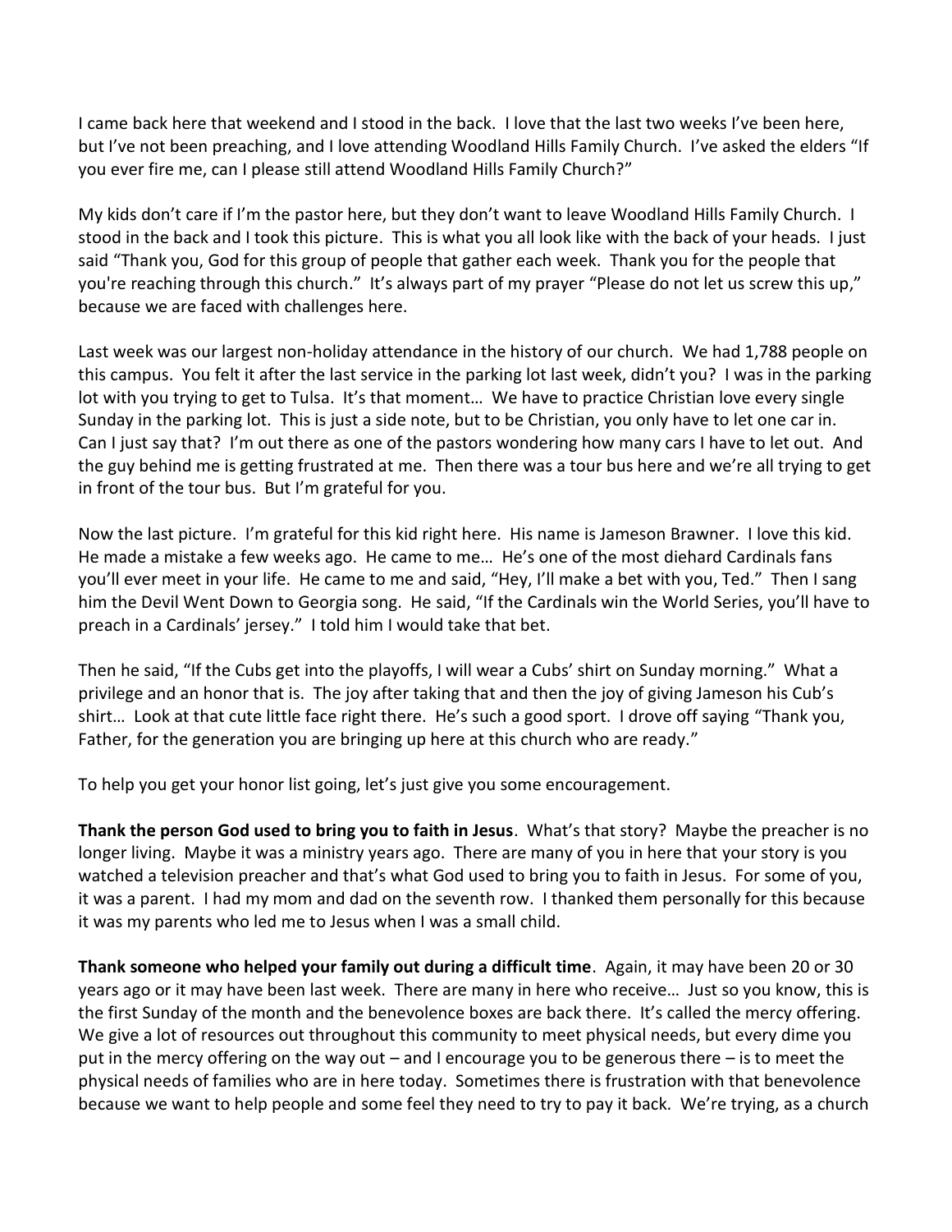I came back here that weekend and I stood in the back. I love that the last two weeks I've been here, but I've not been preaching, and I love attending Woodland Hills Family Church. I've asked the elders "If you ever fire me, can I please still attend Woodland Hills Family Church?"

My kids don't care if I'm the pastor here, but they don't want to leave Woodland Hills Family Church. I stood in the back and I took this picture. This is what you all look like with the back of your heads. I just said "Thank you, God for this group of people that gather each week. Thank you for the people that you're reaching through this church." It's always part of my prayer "Please do not let us screw this up," because we are faced with challenges here.

Last week was our largest non-holiday attendance in the history of our church. We had 1,788 people on this campus. You felt it after the last service in the parking lot last week, didn't you? I was in the parking lot with you trying to get to Tulsa. It's that moment… We have to practice Christian love every single Sunday in the parking lot. This is just a side note, but to be Christian, you only have to let one car in. Can I just say that? I'm out there as one of the pastors wondering how many cars I have to let out. And the guy behind me is getting frustrated at me. Then there was a tour bus here and we're all trying to get in front of the tour bus. But I'm grateful for you.

Now the last picture. I'm grateful for this kid right here. His name is Jameson Brawner. I love this kid. He made a mistake a few weeks ago. He came to me… He's one of the most diehard Cardinals fans you'll ever meet in your life. He came to me and said, "Hey, I'll make a bet with you, Ted." Then I sang him the Devil Went Down to Georgia song. He said, "If the Cardinals win the World Series, you'll have to preach in a Cardinals' jersey." I told him I would take that bet.

Then he said, "If the Cubs get into the playoffs, I will wear a Cubs' shirt on Sunday morning." What a privilege and an honor that is. The joy after taking that and then the joy of giving Jameson his Cub's shirt… Look at that cute little face right there. He's such a good sport. I drove off saying "Thank you, Father, for the generation you are bringing up here at this church who are ready."

To help you get your honor list going, let's just give you some encouragement.

**Thank the person God used to bring you to faith in Jesus**. What's that story? Maybe the preacher is no longer living. Maybe it was a ministry years ago. There are many of you in here that your story is you watched a television preacher and that's what God used to bring you to faith in Jesus. For some of you, it was a parent. I had my mom and dad on the seventh row. I thanked them personally for this because it was my parents who led me to Jesus when I was a small child.

**Thank someone who helped your family out during a difficult time**. Again, it may have been 20 or 30 years ago or it may have been last week. There are many in here who receive… Just so you know, this is the first Sunday of the month and the benevolence boxes are back there. It's called the mercy offering. We give a lot of resources out throughout this community to meet physical needs, but every dime you put in the mercy offering on the way out – and I encourage you to be generous there – is to meet the physical needs of families who are in here today. Sometimes there is frustration with that benevolence because we want to help people and some feel they need to try to pay it back. We're trying, as a church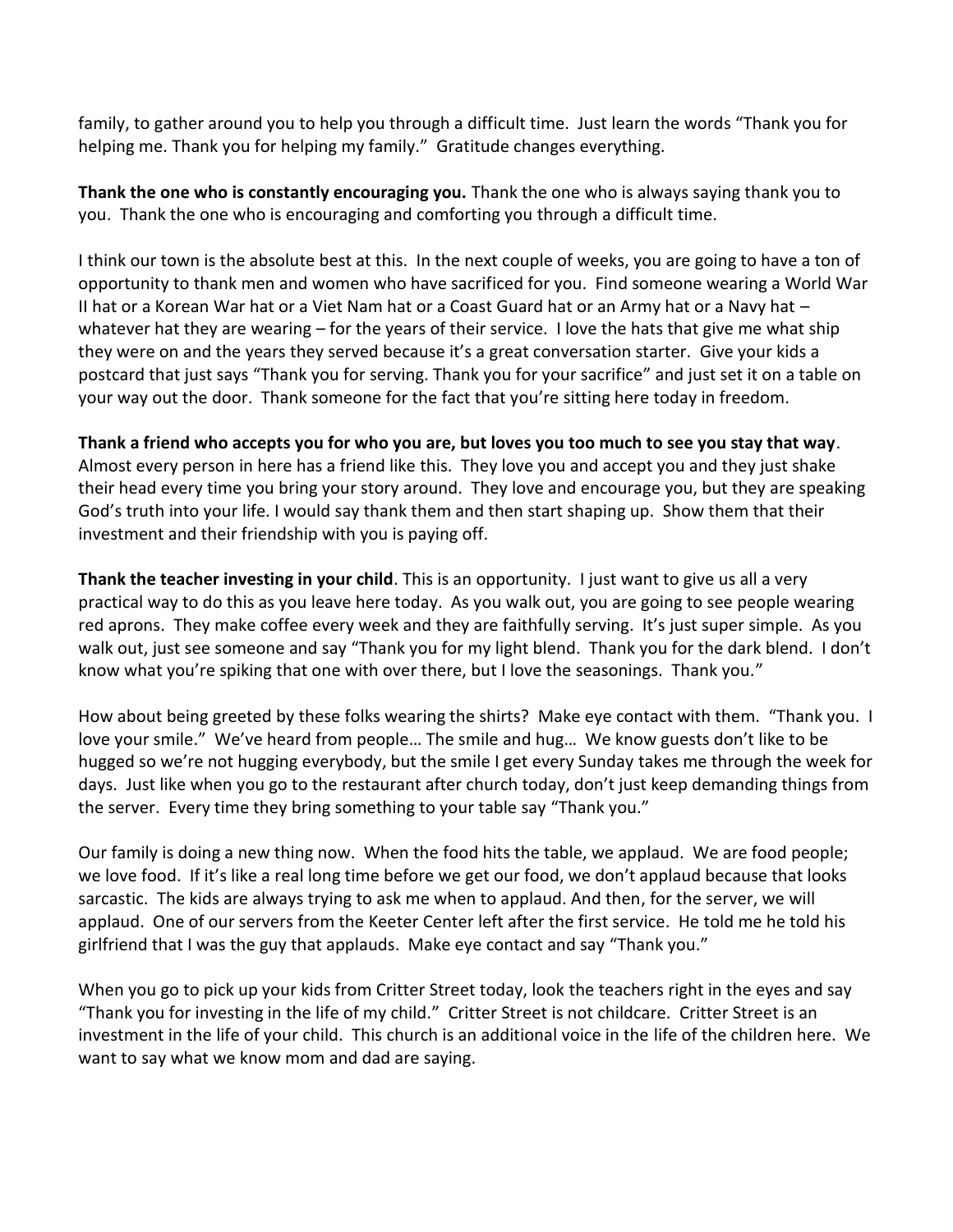family, to gather around you to help you through a difficult time. Just learn the words "Thank you for helping me. Thank you for helping my family." Gratitude changes everything.

**Thank the one who is constantly encouraging you.** Thank the one who is always saying thank you to you. Thank the one who is encouraging and comforting you through a difficult time.

I think our town is the absolute best at this. In the next couple of weeks, you are going to have a ton of opportunity to thank men and women who have sacrificed for you. Find someone wearing a World War II hat or a Korean War hat or a Viet Nam hat or a Coast Guard hat or an Army hat or a Navy hat – whatever hat they are wearing – for the years of their service. I love the hats that give me what ship they were on and the years they served because it's a great conversation starter. Give your kids a postcard that just says "Thank you for serving. Thank you for your sacrifice" and just set it on a table on your way out the door. Thank someone for the fact that you're sitting here today in freedom.

**Thank a friend who accepts you for who you are, but loves you too much to see you stay that way**. Almost every person in here has a friend like this. They love you and accept you and they just shake their head every time you bring your story around. They love and encourage you, but they are speaking God's truth into your life. I would say thank them and then start shaping up. Show them that their investment and their friendship with you is paying off.

**Thank the teacher investing in your child**. This is an opportunity. I just want to give us all a very practical way to do this as you leave here today. As you walk out, you are going to see people wearing red aprons. They make coffee every week and they are faithfully serving. It's just super simple. As you walk out, just see someone and say "Thank you for my light blend. Thank you for the dark blend. I don't know what you're spiking that one with over there, but I love the seasonings. Thank you."

How about being greeted by these folks wearing the shirts? Make eye contact with them. "Thank you. I love your smile." We've heard from people… The smile and hug… We know guests don't like to be hugged so we're not hugging everybody, but the smile I get every Sunday takes me through the week for days. Just like when you go to the restaurant after church today, don't just keep demanding things from the server. Every time they bring something to your table say "Thank you."

Our family is doing a new thing now. When the food hits the table, we applaud. We are food people; we love food. If it's like a real long time before we get our food, we don't applaud because that looks sarcastic. The kids are always trying to ask me when to applaud. And then, for the server, we will applaud. One of our servers from the Keeter Center left after the first service. He told me he told his girlfriend that I was the guy that applauds. Make eye contact and say "Thank you."

When you go to pick up your kids from Critter Street today, look the teachers right in the eyes and say "Thank you for investing in the life of my child." Critter Street is not childcare. Critter Street is an investment in the life of your child. This church is an additional voice in the life of the children here. We want to say what we know mom and dad are saying.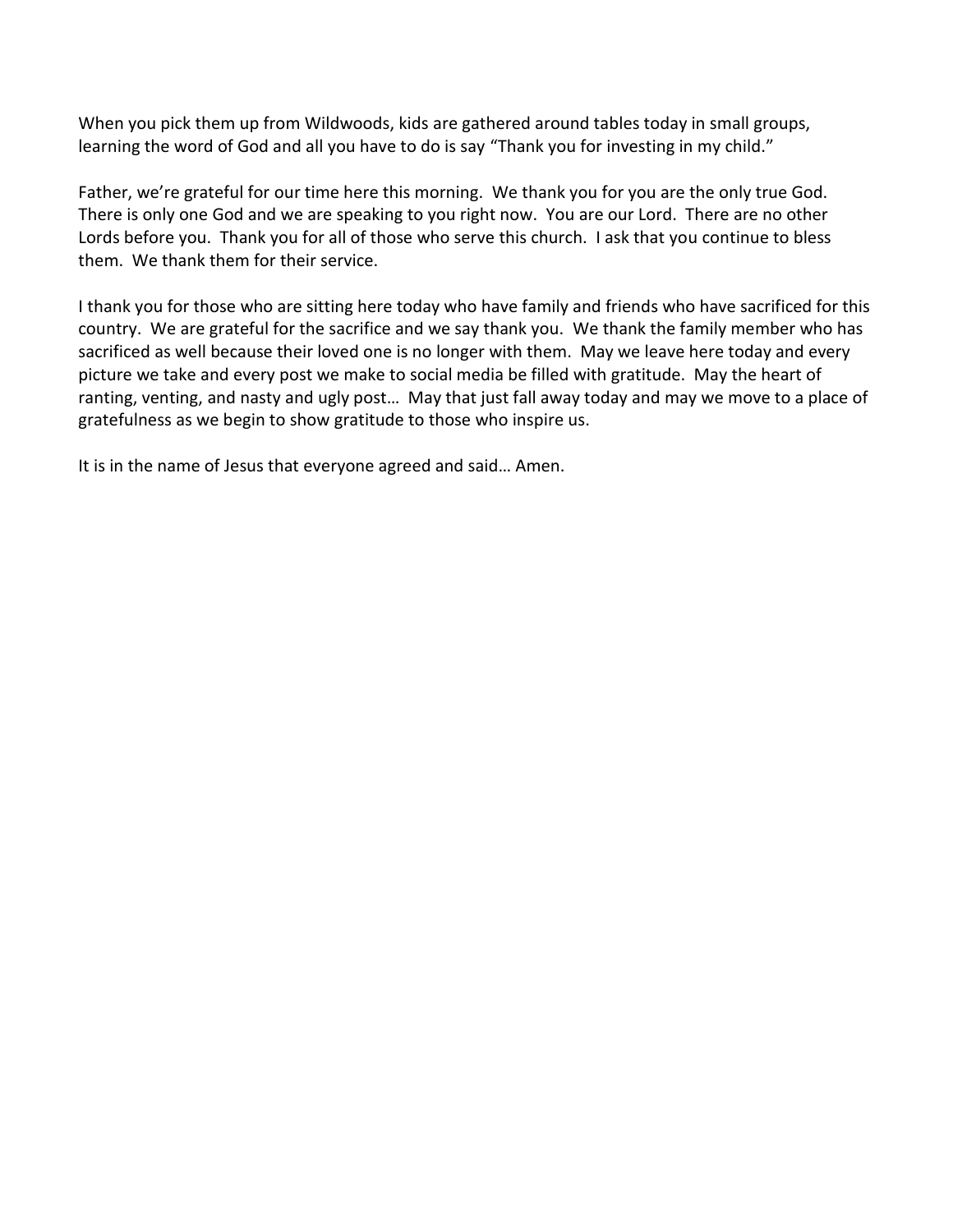When you pick them up from Wildwoods, kids are gathered around tables today in small groups, learning the word of God and all you have to do is say "Thank you for investing in my child."

Father, we're grateful for our time here this morning. We thank you for you are the only true God. There is only one God and we are speaking to you right now. You are our Lord. There are no other Lords before you. Thank you for all of those who serve this church. I ask that you continue to bless them. We thank them for their service.

I thank you for those who are sitting here today who have family and friends who have sacrificed for this country. We are grateful for the sacrifice and we say thank you. We thank the family member who has sacrificed as well because their loved one is no longer with them. May we leave here today and every picture we take and every post we make to social media be filled with gratitude. May the heart of ranting, venting, and nasty and ugly post… May that just fall away today and may we move to a place of gratefulness as we begin to show gratitude to those who inspire us.

It is in the name of Jesus that everyone agreed and said… Amen.